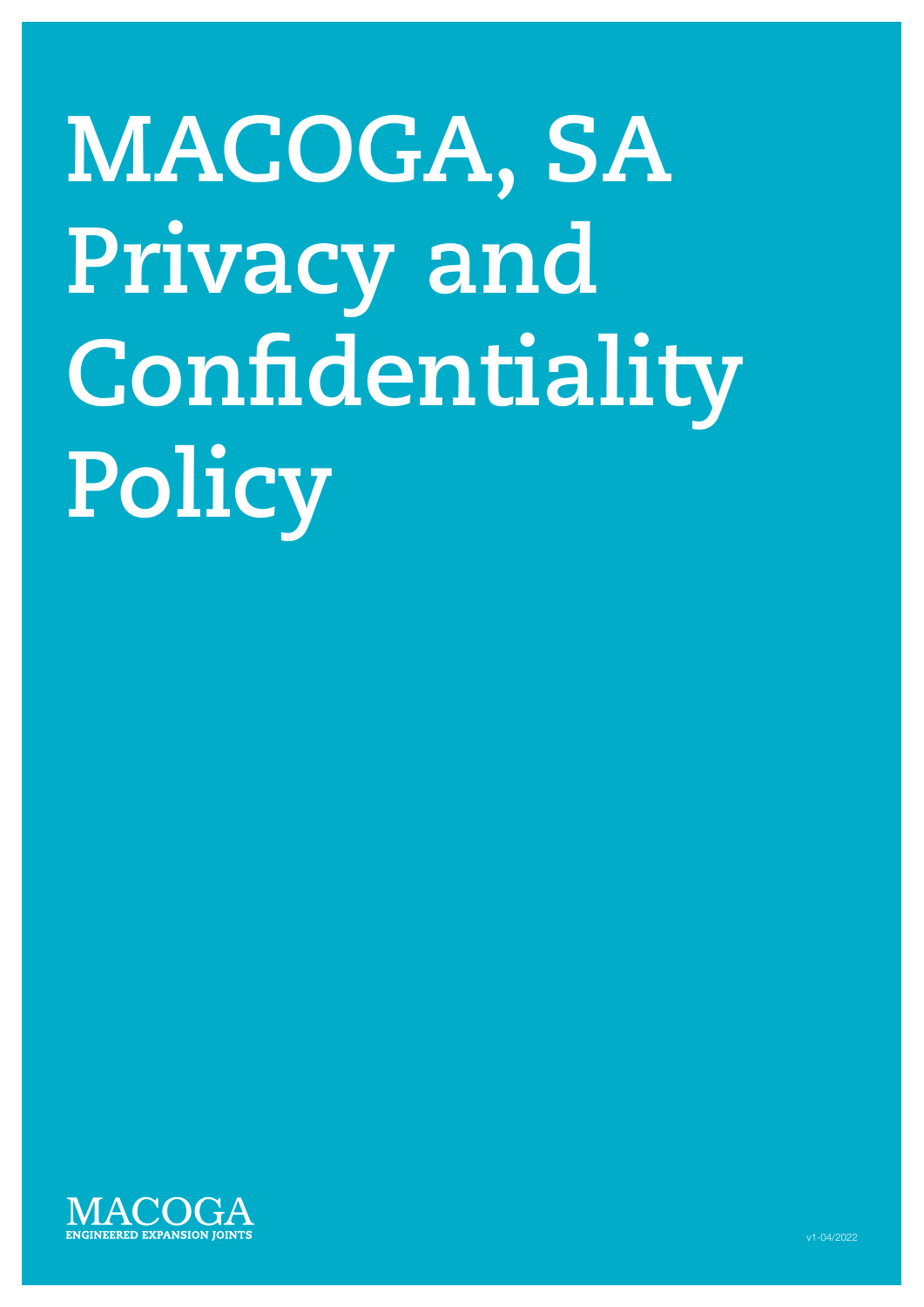# MACOGA, SA Privacy and Confidentiality Policy

MACOGA
ENGINEERED EXPANSION JOINTS

v1-04/2022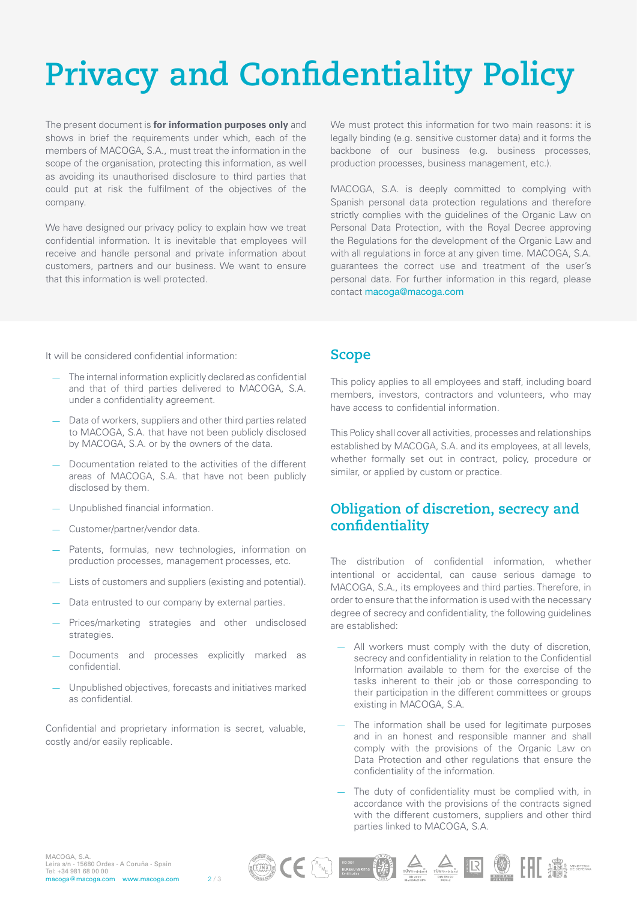# Privacy and Confidentiality Policy

The present document is **for information purposes only** and shows in brief the requirements under which, each of the members of MACOGA, S.A., must treat the information in the scope of the organisation, protecting this information, as well as avoiding its unauthorised disclosure to third parties that could put at risk the fulfilment of the objectives of the company.

We have designed our privacy policy to explain how we treat confidential information. It is inevitable that employees will receive and handle personal and private information about customers, partners and our business. We want to ensure that this information is well protected.

We must protect this information for two main reasons: it is legally binding (e.g. sensitive customer data) and it forms the backbone of our business (e.g. business processes, production processes, business management, etc.).

MACOGA, S.A. is deeply committed to complying with Spanish personal data protection regulations and therefore strictly complies with the guidelines of the Organic Law on Personal Data Protection, with the Royal Decree approving the Regulations for the development of the Organic Law and with all regulations in force at any given time. MACOGA, S.A. guarantees the correct use and treatment of the user's personal data. For further information in this regard, please contact macoga@macoga.com

It will be considered confidential information:

- The internal information explicitly declared as confidential and that of third parties delivered to MACOGA, S.A. under a confidentiality agreement.
- Data of workers, suppliers and other third parties related to MACOGA, S.A. that have not been publicly disclosed by MACOGA, S.A. or by the owners of the data.
- Documentation related to the activities of the different areas of MACOGA, S.A. that have not been publicly disclosed by them.
- Unpublished financial information.
- Customer/partner/vendor data.
- Patents, formulas, new technologies, information on production processes, management processes, etc.
- Lists of customers and suppliers (existing and potential).
- Data entrusted to our company by external parties.
- Prices/marketing strategies and other undisclosed strategies.
- Documents and processes explicitly marked as confidential.
- Unpublished objectives, forecasts and initiatives marked as confidential.

Confidential and proprietary information is secret, valuable, costly and/or easily replicable.

## Scope

This policy applies to all employees and staff, including board members, investors, contractors and volunteers, who may have access to confidential information.

This Policy shall cover all activities, processes and relationships established by MACOGA, S.A. and its employees, at all levels, whether formally set out in contract, policy, procedure or similar, or applied by custom or practice.

## Obligation of discretion, secrecy and confidentiality

The distribution of confidential information, whether intentional or accidental, can cause serious damage to MACOGA, S.A., its employees and third parties. Therefore, in order to ensure that the information is used with the necessary degree of secrecy and confidentiality, the following guidelines are established:

- All workers must comply with the duty of discretion, secrecy and confidentiality in relation to the Confidential Information available to them for the exercise of the tasks inherent to their job or those corresponding to their participation in the different committees or groups existing in MACOGA, S.A.
- The information shall be used for legitimate purposes and in an honest and responsible manner and shall comply with the provisions of the Organic Law on Data Protection and other regulations that ensure the confidentiality of the information.
- The duty of confidentiality must be complied with, in accordance with the provisions of the contracts signed with the different customers, suppliers and other third parties linked to MACOGA, S.A.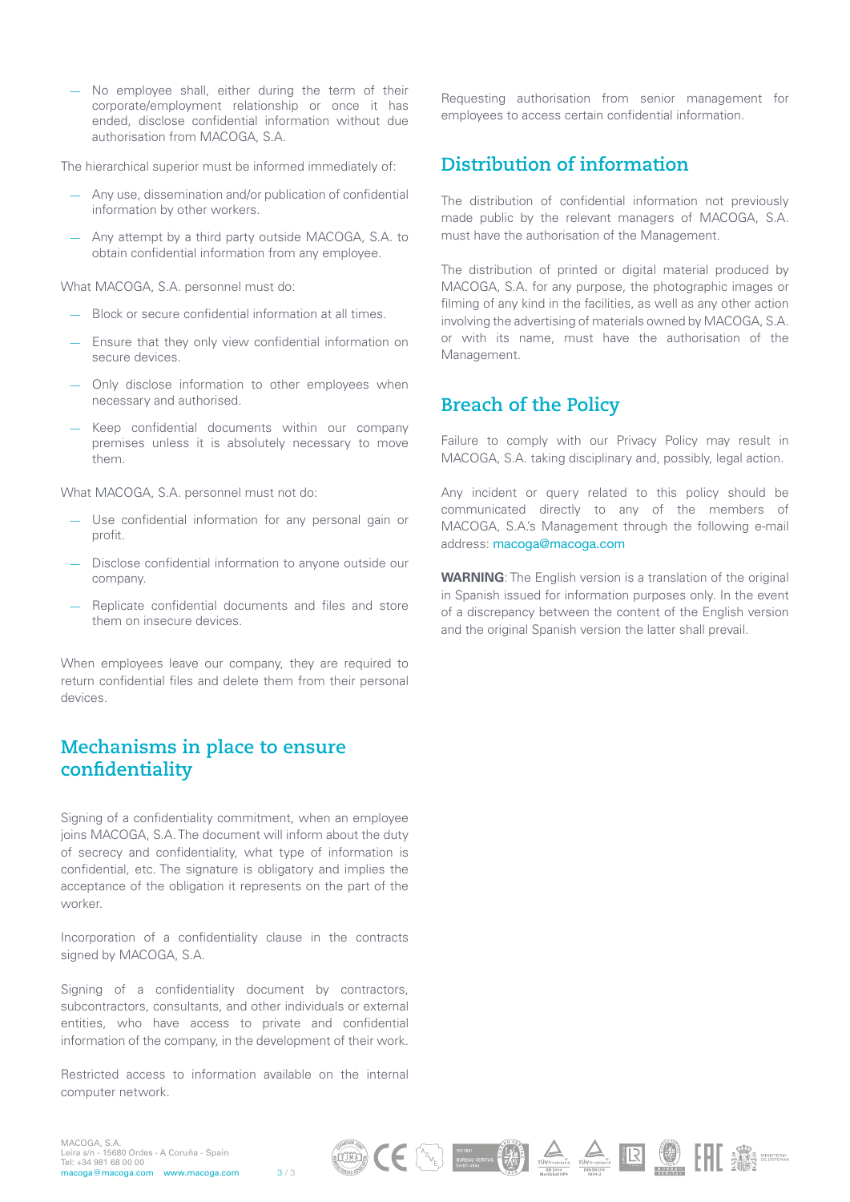- No employee shall, either during the term of their corporate/employment relationship or once it has ended, disclose confidential information without due authorisation from MACOGA, S.A.

The hierarchical superior must be informed immediately of:

- Any use, dissemination and/or publication of confidential information by other workers.
- Any attempt by a third party outside MACOGA, S.A. to obtain confidential information from any employee.

What MACOGA, S.A. personnel must do:

- Block or secure confidential information at all times.
- Ensure that they only view confidential information on secure devices.
- Only disclose information to other employees when necessary and authorised.
- Keep confidential documents within our company premises unless it is absolutely necessary to move them.

What MACOGA, S.A. personnel must not do:

- Use confidential information for any personal gain or profit.
- Disclose confidential information to anyone outside our company.
- Replicate confidential documents and files and store them on insecure devices.

When employees leave our company, they are required to return confidential files and delete them from their personal devices.

## Mechanisms in place to ensure confidentiality

Signing of a confidentiality commitment, when an employee joins MACOGA, S.A. The document will inform about the duty of secrecy and confidentiality, what type of information is confidential, etc. The signature is obligatory and implies the acceptance of the obligation it represents on the part of the worker.

Incorporation of a confidentiality clause in the contracts signed by MACOGA, S.A.

Signing of a confidentiality document by contractors, subcontractors, consultants, and other individuals or external entities, who have access to private and confidential information of the company, in the development of their work.

Restricted access to information available on the internal computer network.

Requesting authorisation from senior management for employees to access certain confidential information.

## Distribution of information

The distribution of confidential information not previously made public by the relevant managers of MACOGA, S.A. must have the authorisation of the Management.

The distribution of printed or digital material produced by MACOGA, S.A. for any purpose, the photographic images or filming of any kind in the facilities, as well as any other action involving the advertising of materials owned by MACOGA, S.A. or with its name, must have the authorisation of the Management.

## Breach of the Policy

Failure to comply with our Privacy Policy may result in MACOGA, S.A. taking disciplinary and, possibly, legal action.

Any incident or query related to this policy should be communicated directly to any of the members of MACOGA, S.A.'s Management through the following e-mail address: macoga@macoga.com

**WARNING**: The English version is a translation of the original in Spanish issued for information purposes only. In the event of a discrepancy between the content of the English version and the original Spanish version the latter shall prevail.

MACOGA, S.A.
Leira s/n - 15680 Ordes - A Coruña - Spain
Tel: +34 981 68 00 00
macoga@macoga.com www.macoga.com